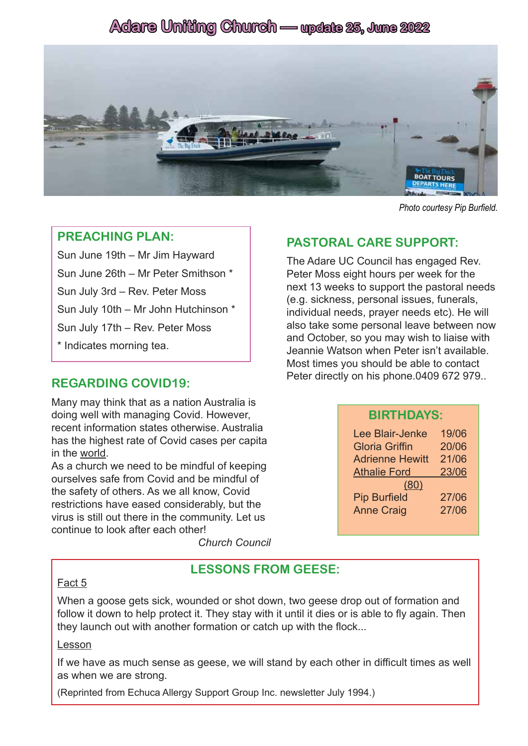# Adare Uniting Church — update 25, June 2022

*Photo courtesy Pip Burfield.*

## PREACHING PLAN:

Sun June 19th – Mr Jim Hayward

Sun June 26th – Mr Peter Smithson *

Sun July 3rd – Rev. Peter Moss

Sun July 10th – Mr John Hutchinson *

Sun July 17th – Rev. Peter Moss

* Indicates morning tea.

## REGARDING COVID19:

Many may think that as a nation Australia is doing well with managing Covid. However, recent information states otherwise. Australia has the highest rate of Covid cases per capita in the world.

As a church we need to be mindful of keeping ourselves safe from Covid and be mindful of the safety of others. As we all know, Covid restrictions have eased considerably, but the virus is still out there in the community. Let us continue to look after each other!

*Church Council*

## PASTORAL CARE SUPPORT:

The Adare UC Council has engaged Rev. Peter Moss eight hours per week for the next 13 weeks to support the pastoral needs (e.g. sickness, personal issues, funerals, individual needs, prayer needs etc). He will also take some personal leave between now and October, so you may wish to liaise with Jeannie Watson when Peter isn't available. Most times you should be able to contact Peter directly on his phone.0409 672 979..

## BIRTHDAYS:

| | |
|---|---|
| Lee Blair-Jenke | 19/06 |
| Gloria Griffin | 20/06 |
| Adrienne Hewitt | 21/06 |
| Athalie Ford (80) | 23/06 |
| Pip Burfield | 27/06 |
| Anne Craig | 27/06 |

## LESSONS FROM GEESE:

Fact 5

When a goose gets sick, wounded or shot down, two geese drop out of formation and follow it down to help protect it. They stay with it until it dies or is able to fly again. Then they launch out with another formation or catch up with the flock...

Lesson

If we have as much sense as geese, we will stand by each other in difficult times as well as when we are strong.

(Reprinted from Echuca Allergy Support Group Inc. newsletter July 1994.)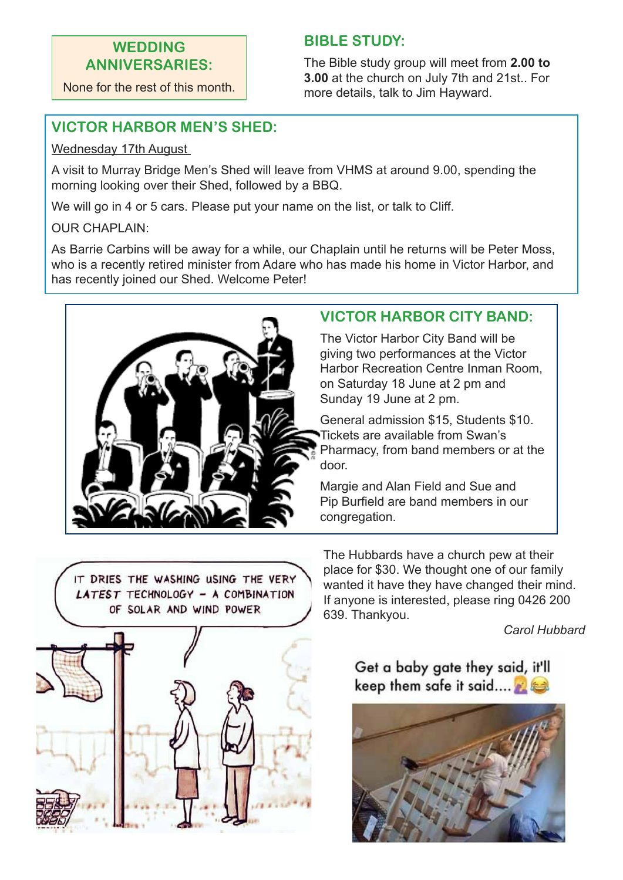## WEDDING ANNIVERSARIES:

None for the rest of this month.

## BIBLE STUDY:

The Bible study group will meet from **2.00 to 3.00** at the church on July 7th and 21st.. For more details, talk to Jim Hayward.

## VICTOR HARBOR MEN'S SHED:

Wednesday 17th August

A visit to Murray Bridge Men's Shed will leave from VHMS at around 9.00, spending the morning looking over their Shed, followed by a BBQ.

We will go in 4 or 5 cars. Please put your name on the list, or talk to Cliff.

OUR CHAPLAIN:

As Barrie Carbins will be away for a while, our Chaplain until he returns will be Peter Moss, who is a recently retired minister from Adare who has made his home in Victor Harbor, and has recently joined our Shed. Welcome Peter!

## VICTOR HARBOR CITY BAND:

The Victor Harbor City Band will be giving two performances at the Victor Harbor Recreation Centre Inman Room, on Saturday 18 June at 2 pm and Sunday 19 June at 2 pm.

General admission $15, Students $10. Tickets are available from Swan's Pharmacy, from band members or at the door.

Margie and Alan Field and Sue and Pip Burfield are band members in our congregation.

IT DRIES THE WASHING USING THE VERY *LATEST* TECHNOLOGY – A COMBINATION OF SOLAR AND WIND POWER

The Hubbards have a church pew at their place for $30. We thought one of our family wanted it have they have changed their mind. If anyone is interested, please ring 0426 200 639. Thankyou.

*Carol Hubbard*

Get a baby gate they said, it'll keep them safe it said....🤦😂